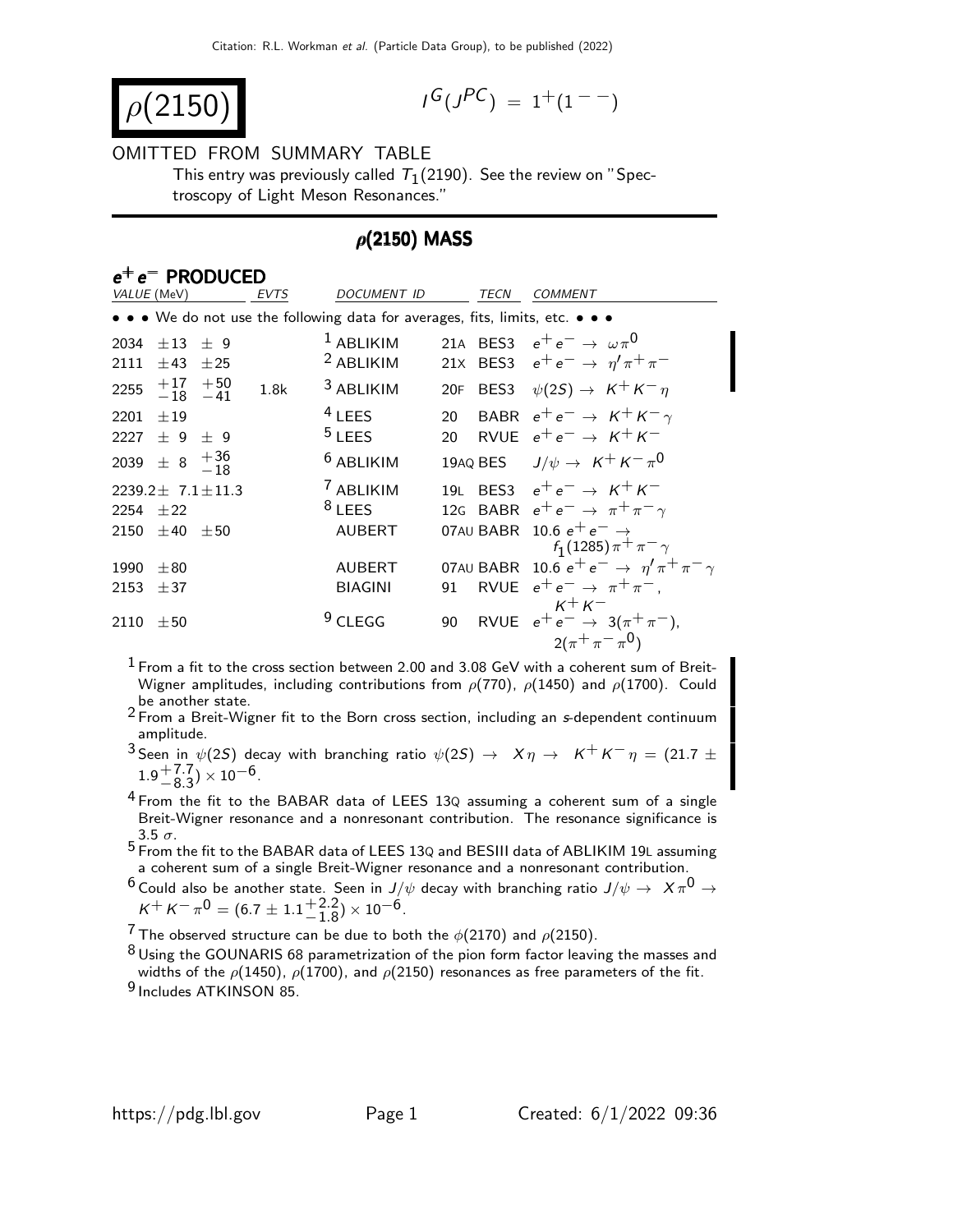# $\rho(2150)$

$I^G(J^{PC}) = 1^+(1^{--})$

OMITTED FROM SUMMARY TABLE

This entry was previously called $T_1(2190)$. See the review on "Spectroscopy of Light Meson Resonances."

## $\rho(2150)$ MASS

### $e^+e^-$ PRODUCED

| VALUE (MeV) | EVTS | DOCUMENT ID | | TECN | COMMENT |
|---|---|---|---|---|---|
| • • • We do not use the following data for averages, fits, limits, etc. • • • | | | | | |
| $2034 \pm 13 \pm 9$ | | [1] ABLIKIM | 21A | BES3 | $e^+e^- \to \omega\pi^0$ |
| $2111 \pm 43 \pm 25$ | | [2] ABLIKIM | 21X | BES3 | $e^+e^- \to \eta'\pi^+\pi^-$ |
| $2255 \; ^{+17}_{-18} \; ^{+50}_{-41}$ | 1.8k | [3] ABLIKIM | 20F | BES3 | $\psi(2S) \to K^+K^-\eta$ |
| $2201 \pm 19$ | | [4] LEES | 20 | BABR | $e^+e^- \to K^+K^-\gamma$ |
| $2227 \pm 9 \pm 9$ | | [5] LEES | 20 | RVUE | $e^+e^- \to K^+K^-$ |
| $2039 \pm 8 \; ^{+36}_{-18}$ | | [6] ABLIKIM | 19AQ | BES | $J/\psi \to K^+K^-\pi^0$ |
| $2239.2 \pm 7.1 \pm 11.3$ | | [7] ABLIKIM | 19L | BES3 | $e^+e^- \to K^+K^-$ |
| $2254 \pm 22$ | | [8] LEES | 12G | BABR | $e^+e^- \to \pi^+\pi^-\gamma$ |
| $2150 \pm 40 \pm 50$ | | AUBERT | 07AU | BABR | $10.6 \; e^+e^- \to f_1(1285)\pi^+\pi^-\gamma$ |
| $1990 \pm 80$ | | AUBERT | 07AU | BABR | $10.6 \; e^+e^- \to \eta'\pi^+\pi^-\gamma$ |
| $2153 \pm 37$ | | BIAGINI | 91 | RVUE | $e^+e^- \to \pi^+\pi^-, K^+K^-$ |
| $2110 \pm 50$ | | [9] CLEGG | 90 | RVUE | $e^+e^- \to 3(\pi^+\pi^-), 2(\pi^+\pi^-\pi^0)$ |

[1] From a fit to the cross section between 2.00 and 3.08 GeV with a coherent sum of Breit-Wigner amplitudes, including contributions from $\rho(770)$, $\rho(1450)$ and $\rho(1700)$. Could be another state.

[2] From a Breit-Wigner fit to the Born cross section, including an $s$-dependent continuum amplitude.

[3] Seen in $\psi(2S)$ decay with branching ratio $\psi(2S) \to X\eta \to K^+K^-\eta = (21.7 \pm 1.9^{+7.7}_{-8.3}) \times 10^{-6}$.

[4] From the fit to the BABAR data of LEES 13Q assuming a coherent sum of a single Breit-Wigner resonance and a nonresonant contribution. The resonance significance is 3.5 $\sigma$.

[5] From the fit to the BABAR data of LEES 13Q and BESIII data of ABLIKIM 19L assuming a coherent sum of a single Breit-Wigner resonance and a nonresonant contribution.

[6] Could also be another state. Seen in $J/\psi$ decay with branching ratio $J/\psi \to X\pi^0 \to K^+K^-\pi^0 = (6.7 \pm 1.1^{+2.2}_{-1.8}) \times 10^{-6}$.

[7] The observed structure can be due to both the $\phi(2170)$ and $\rho(2150)$.

[8] Using the GOUNARIS 68 parametrization of the pion form factor leaving the masses and widths of the $\rho(1450)$, $\rho(1700)$, and $\rho(2150)$ resonances as free parameters of the fit.

[9] Includes ATKINSON 85.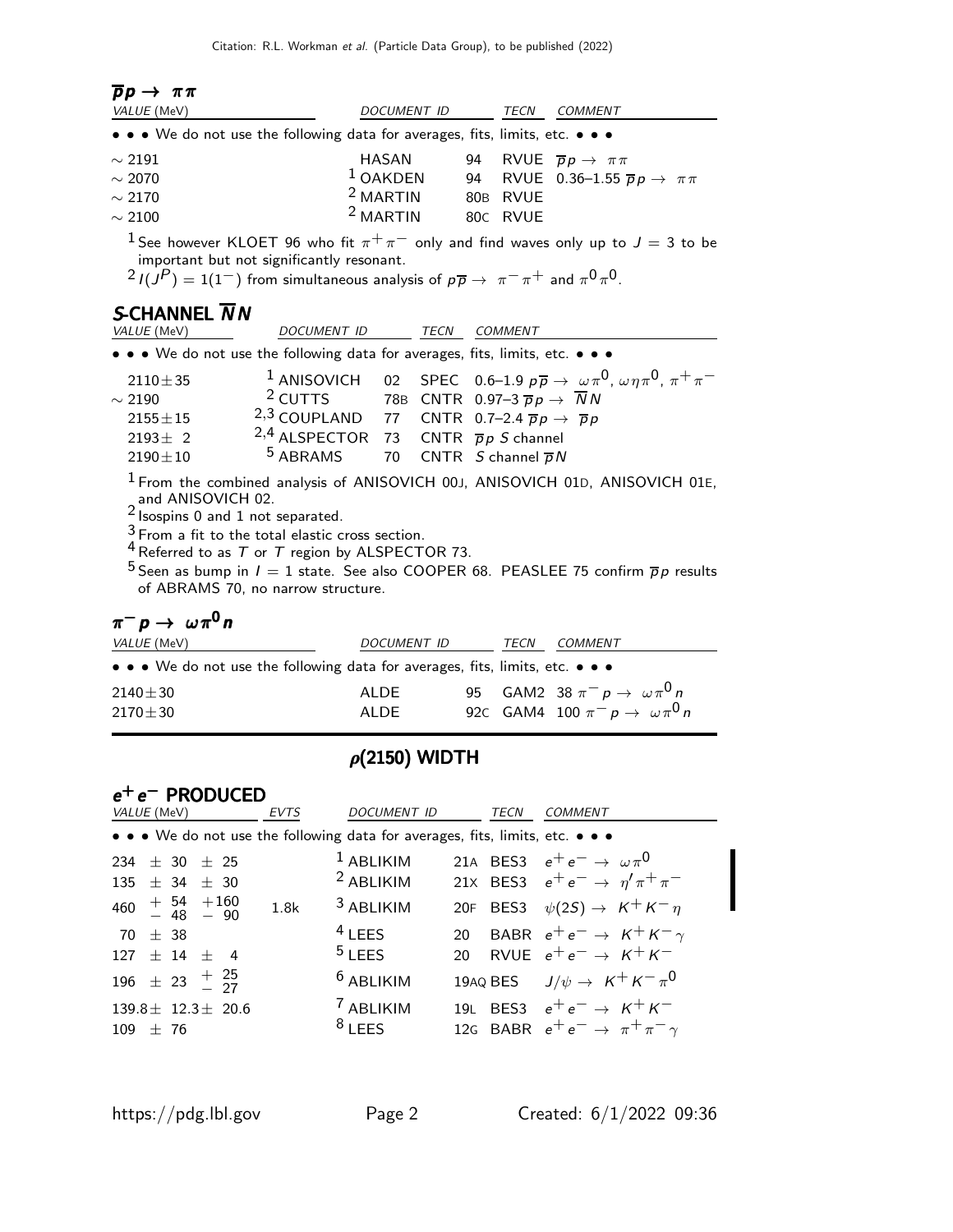### $\overline{p}p \to \pi\pi$

| VALUE (MeV) | DOCUMENT ID | | TECN | COMMENT |
|---|---|---|---|---|
| • • • We do not use the following data for averages, fits, limits, etc. • • • | | | | |
| $\sim 2191$ | HASAN | 94 | RVUE | $\overline{p}p \to \pi\pi$ |
| $\sim 2070$ | [1] OAKDEN | 94 | RVUE | 0.36–1.55 $\overline{p}p \to \pi\pi$ |
| $\sim 2170$ | [2] MARTIN | 80B | RVUE | |
| $\sim 2100$ | [2] MARTIN | 80C | RVUE | |

[1] See however KLOET 96 who fit $\pi^+\pi^-$ only and find waves only up to $J = 3$ to be important but not significantly resonant.

[2] $I(J^P) = 1(1^-)$ from simultaneous analysis of $p\overline{p} \to \pi^-\pi^+$ and $\pi^0\pi^0$.

### S-CHANNEL $\overline{N}N$

| VALUE (MeV) | DOCUMENT ID | | TECN | COMMENT |
|---|---|---|---|---|
| • • • We do not use the following data for averages, fits, limits, etc. • • • | | | | |
| $2110 \pm 35$ | [1] ANISOVICH | 02 | SPEC | 0.6–1.9 $p\overline{p} \to \omega\pi^0$, $\omega\eta\pi^0$, $\pi^+\pi^-$ |
| $\sim 2190$ | [2] CUTTS | 78B | CNTR | 0.97–3 $\overline{p}p \to \overline{N}N$ |
| $2155 \pm 15$ | [2,3] COUPLAND | 77 | CNTR | 0.7–2.4 $\overline{p}p \to \overline{p}p$ |
| $2193 \pm 2$ | [2,4] ALSPECTOR | 73 | CNTR | $\overline{p}p$ $S$ channel |
| $2190 \pm 10$ | [5] ABRAMS | 70 | CNTR | $S$ channel $\overline{p}N$ |

[1] From the combined analysis of ANISOVICH 00J, ANISOVICH 01D, ANISOVICH 01E, and ANISOVICH 02.

[2] Isospins 0 and 1 not separated.

[3] From a fit to the total elastic cross section.

[4] Referred to as $T$ or $T$ region by ALSPECTOR 73.

[5] Seen as bump in $I = 1$ state. See also COOPER 68. PEASLEE 75 confirm $\overline{p}p$ results of ABRAMS 70, no narrow structure.

### $\pi^- p \to \omega\pi^0 n$

| VALUE (MeV) | DOCUMENT ID | | TECN | COMMENT |
|---|---|---|---|---|
| • • • We do not use the following data for averages, fits, limits, etc. • • • | | | | |
| $2140 \pm 30$ | ALDE | 95 | GAM2 | 38 $\pi^- p \to \omega\pi^0 n$ |
| $2170 \pm 30$ | ALDE | 92C | GAM4 | 100 $\pi^- p \to \omega\pi^0 n$ |

## $\rho(2150)$ WIDTH

### $e^+e^-$ PRODUCED

| VALUE (MeV) | EVTS | DOCUMENT ID | | TECN | COMMENT |
|---|---|---|---|---|---|
| • • • We do not use the following data for averages, fits, limits, etc. • • • | | | | | |
| $234 \pm 30 \pm 25$ | | [1] ABLIKIM | 21A | BES3 | $e^+e^- \to \omega\pi^0$ |
| $135 \pm 34 \pm 30$ | | [2] ABLIKIM | 21X | BES3 | $e^+e^- \to \eta'\pi^+\pi^-$ |
| $460\ ^{+54}_{-48}\ ^{+160}_{-90}$ | 1.8k | [3] ABLIKIM | 20F | BES3 | $\psi(2S) \to K^+K^-\eta$ |
| $70 \pm 38$ | | [4] LEES | 20 | BABR | $e^+e^- \to K^+K^-\gamma$ |
| $127 \pm 14 \pm 4$ | | [5] LEES | 20 | RVUE | $e^+e^- \to K^+K^-$ |
| $196 \pm 23\ ^{+25}_{-27}$ | | [6] ABLIKIM | 19AQ | BES | $J/\psi \to K^+K^-\pi^0$ |
| $139.8 \pm 12.3 \pm 20.6$ | | [7] ABLIKIM | 19L | BES3 | $e^+e^- \to K^+K^-$ |
| $109 \pm 76$ | | [8] LEES | 12G | BABR | $e^+e^- \to \pi^+\pi^-\gamma$ |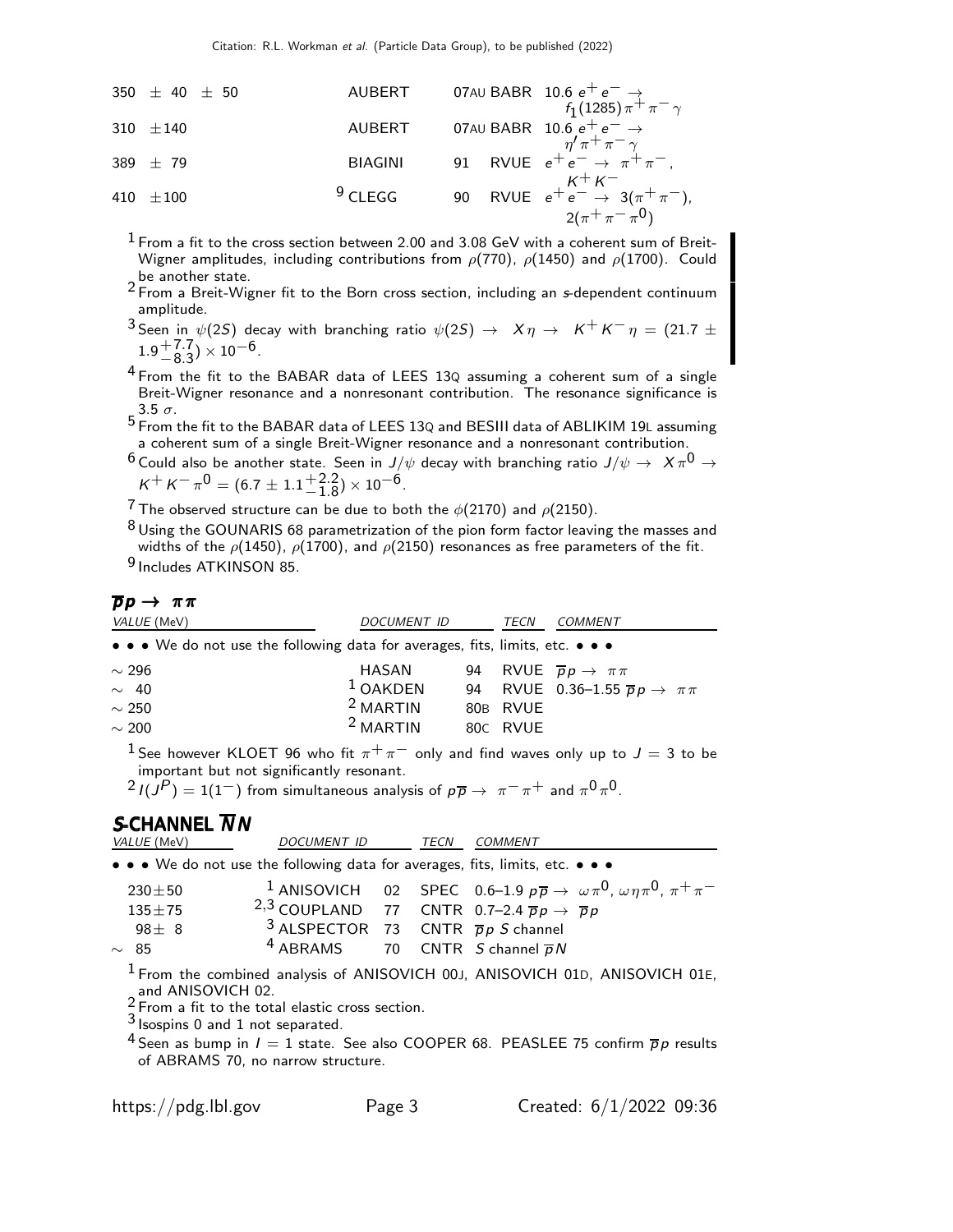| VALUE (MeV) | DOCUMENT ID | | TECN | COMMENT |
|---|---|---|---|---|
| 350 ± 40 ± 50 | AUBERT | 07AU | BABR | 10.6 $e^+e^- \to f_1(1285)\pi^+\pi^-\gamma$ |
| 310 ±140 | AUBERT | 07AU | BABR | 10.6 $e^+e^- \to \eta'\pi^+\pi^-\gamma$ |
| 389 ± 79 | BIAGINI | 91 | RVUE | $e^+e^- \to \pi^+\pi^-$, $K^+K^-$ |
| 410 ±100 | [9] CLEGG | 90 | RVUE | $e^+e^- \to 3(\pi^+\pi^-)$, $2(\pi^+\pi^-\pi^0)$ |

[1] From a fit to the cross section between 2.00 and 3.08 GeV with a coherent sum of Breit-Wigner amplitudes, including contributions from $\rho(770)$, $\rho(1450)$ and $\rho(1700)$. Could be another state.

[2] From a Breit-Wigner fit to the Born cross section, including an $s$-dependent continuum amplitude.

[3] Seen in $\psi(2S)$ decay with branching ratio $\psi(2S) \to X\eta \to K^+K^-\eta = (21.7 \pm 1.9^{+7.7}_{-8.3}) \times 10^{-6}$.

[4] From the fit to the BABAR data of LEES 13Q assuming a coherent sum of a single Breit-Wigner resonance and a nonresonant contribution. The resonance significance is 3.5 $\sigma$.

[5] From the fit to the BABAR data of LEES 13Q and BESIII data of ABLIKIM 19L assuming a coherent sum of a single Breit-Wigner resonance and a nonresonant contribution.

[6] Could also be another state. Seen in $J/\psi$ decay with branching ratio $J/\psi \to X\pi^0 \to K^+K^-\pi^0 = (6.7 \pm 1.1^{+2.2}_{-1.8}) \times 10^{-6}$.

[7] The observed structure can be due to both the $\phi(2170)$ and $\rho(2150)$.

[8] Using the GOUNARIS 68 parametrization of the pion form factor leaving the masses and widths of the $\rho(1450)$, $\rho(1700)$, and $\rho(2150)$ resonances as free parameters of the fit.

[9] Includes ATKINSON 85.

## $\overline{p}p \to \pi\pi$

| VALUE (MeV) | DOCUMENT ID | | TECN | COMMENT |
|---|---|---|---|---|
| • • • We do not use the following data for averages, fits, limits, etc. • • • | | | | |
| ~ 296 | HASAN | 94 | RVUE | $\overline{p}p \to \pi\pi$ |
| ~ 40 | [1] OAKDEN | 94 | RVUE | 0.36–1.55 $\overline{p}p \to \pi\pi$ |
| ~ 250 | [2] MARTIN | 80B | RVUE | |
| ~ 200 | [2] MARTIN | 80C | RVUE | |

[1] See however KLOET 96 who fit $\pi^+\pi^-$ only and find waves only up to $J = 3$ to be important but not significantly resonant.

[2] $I(J^P) = 1(1^-)$ from simultaneous analysis of $p\overline{p} \to \pi^-\pi^+$ and $\pi^0\pi^0$.

## S-CHANNEL $\overline{N}N$

| VALUE (MeV) | DOCUMENT ID | | TECN | COMMENT |
|---|---|---|---|---|
| • • • We do not use the following data for averages, fits, limits, etc. • • • | | | | |
| 230±50 | [1] ANISOVICH | 02 | SPEC | 0.6–1.9 $p\overline{p} \to \omega\pi^0$, $\omega\eta\pi^0$, $\pi^+\pi^-$ |
| 135±75 | [2,3] COUPLAND | 77 | CNTR | 0.7–2.4 $\overline{p}p \to \overline{p}p$ |
| 98± 8 | [3] ALSPECTOR | 73 | CNTR | $\overline{p}p$ $S$ channel |
| ~ 85 | [4] ABRAMS | 70 | CNTR | $S$ channel $\overline{p}N$ |

[1] From the combined analysis of ANISOVICH 00J, ANISOVICH 01D, ANISOVICH 01E, and ANISOVICH 02.

[2] From a fit to the total elastic cross section.

[3] Isospins 0 and 1 not separated.

[4] Seen as bump in $I = 1$ state. See also COOPER 68. PEASLEE 75 confirm $\overline{p}p$ results of ABRAMS 70, no narrow structure.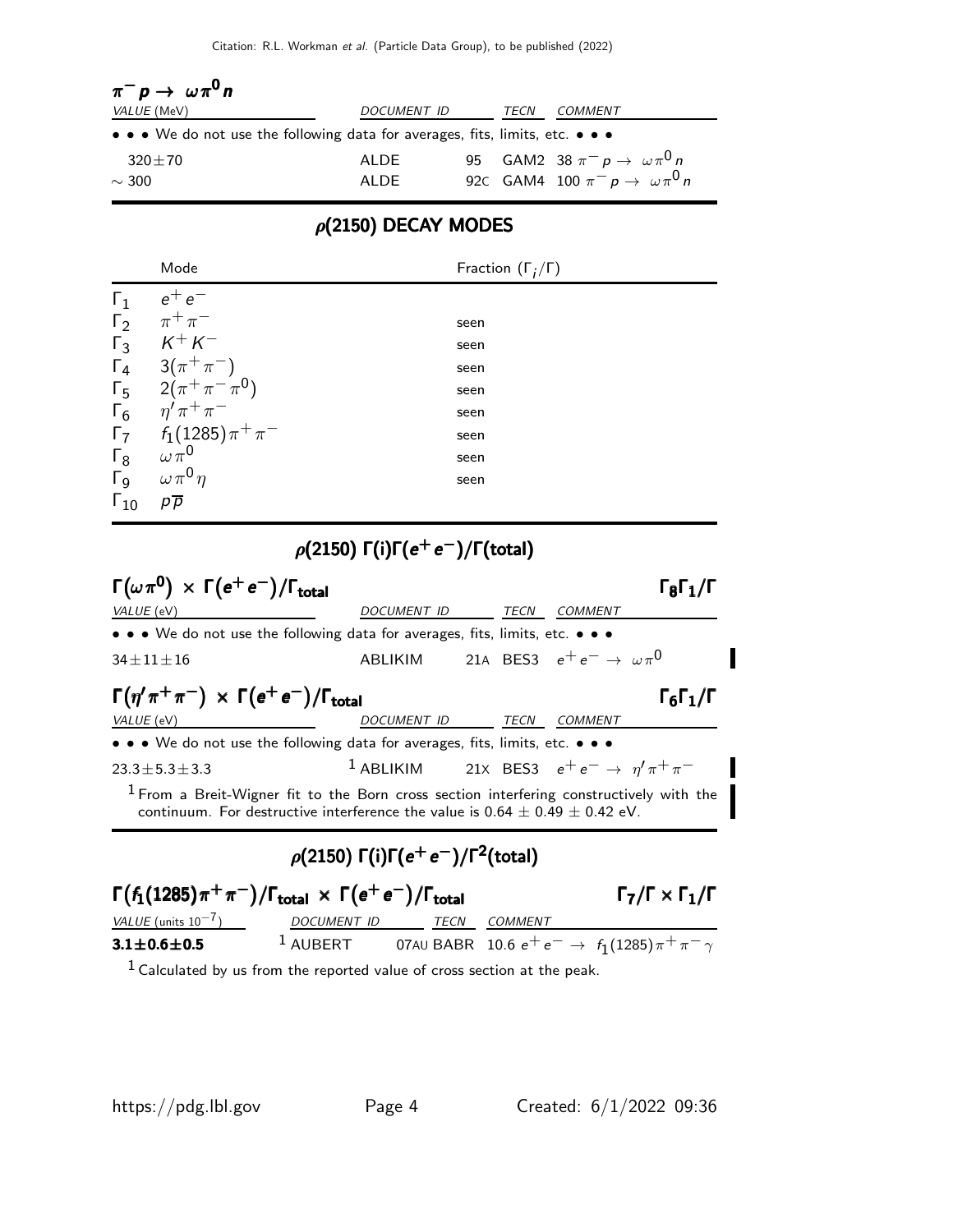### $\pi^- p \to \omega \pi^0 n$

| VALUE (MeV) | DOCUMENT ID | | TECN | COMMENT |
|---|---|---|---|---|
| • • • We do not use the following data for averages, fits, limits, etc. • • • | | | | |
| $320 \pm 70$ | ALDE | 95 | GAM2 | $38\ \pi^- p \to \omega \pi^0 n$ |
| $\sim 300$ | ALDE | 92C | GAM4 | $100\ \pi^- p \to \omega \pi^0 n$ |

## $\rho(2150)$ DECAY MODES

| | Mode | Fraction ($\Gamma_i/\Gamma$) |
|---|---|---|
| $\Gamma_1$ | $e^+ e^-$ | |
| $\Gamma_2$ | $\pi^+ \pi^-$ | seen |
| $\Gamma_3$ | $K^+ K^-$ | seen |
| $\Gamma_4$ | $3(\pi^+ \pi^-)$ | seen |
| $\Gamma_5$ | $2(\pi^+ \pi^- \pi^0)$ | seen |
| $\Gamma_6$ | $\eta' \pi^+ \pi^-$ | seen |
| $\Gamma_7$ | $f_1(1285) \pi^+ \pi^-$ | seen |
| $\Gamma_8$ | $\omega \pi^0$ | seen |
| $\Gamma_9$ | $\omega \pi^0 \eta$ | seen |
| $\Gamma_{10}$ | $p \overline{p}$ | |

## $\rho(2150)$ $\Gamma(i)\Gamma(e^+ e^-)/\Gamma(\text{total})$

### $\Gamma(\omega \pi^0) \times \Gamma(e^+ e^-)/\Gamma_{\text{total}}$ — $\Gamma_8 \Gamma_1/\Gamma$

| VALUE (eV) | DOCUMENT ID | | TECN | COMMENT |
|---|---|---|---|---|
| • • • We do not use the following data for averages, fits, limits, etc. • • • | | | | |
| $34 \pm 11 \pm 16$ | ABLIKIM | 21A | BES3 | $e^+ e^- \to \omega \pi^0$ |

### $\Gamma(\eta' \pi^+ \pi^-) \times \Gamma(e^+ e^-)/\Gamma_{\text{total}}$ — $\Gamma_6 \Gamma_1/\Gamma$

| VALUE (eV) | DOCUMENT ID | | TECN | COMMENT |
|---|---|---|---|---|
| • • • We do not use the following data for averages, fits, limits, etc. • • • | | | | |
| $23.3 \pm 5.3 \pm 3.3$ | [1] ABLIKIM | 21X | BES3 | $e^+ e^- \to \eta' \pi^+ \pi^-$ |

[1] From a Breit-Wigner fit to the Born cross section interfering constructively with the continuum. For destructive interference the value is $0.64 \pm 0.49 \pm 0.42$ eV.

## $\rho(2150)$ $\Gamma(i)\Gamma(e^+ e^-)/\Gamma^2(\text{total})$

### $\Gamma(f_1(1285) \pi^+ \pi^-)/\Gamma_{\text{total}} \times \Gamma(e^+ e^-)/\Gamma_{\text{total}}$ — $\Gamma_7/\Gamma \times \Gamma_1/\Gamma$

| VALUE (units $10^{-7}$) | DOCUMENT ID | | TECN | COMMENT |
|---|---|---|---|---|
| **$3.1 \pm 0.6 \pm 0.5$** | [1] AUBERT | 07AU | BABR | $10.6\ e^+ e^- \to f_1(1285) \pi^+ \pi^- \gamma$ |

[1] Calculated by us from the reported value of cross section at the peak.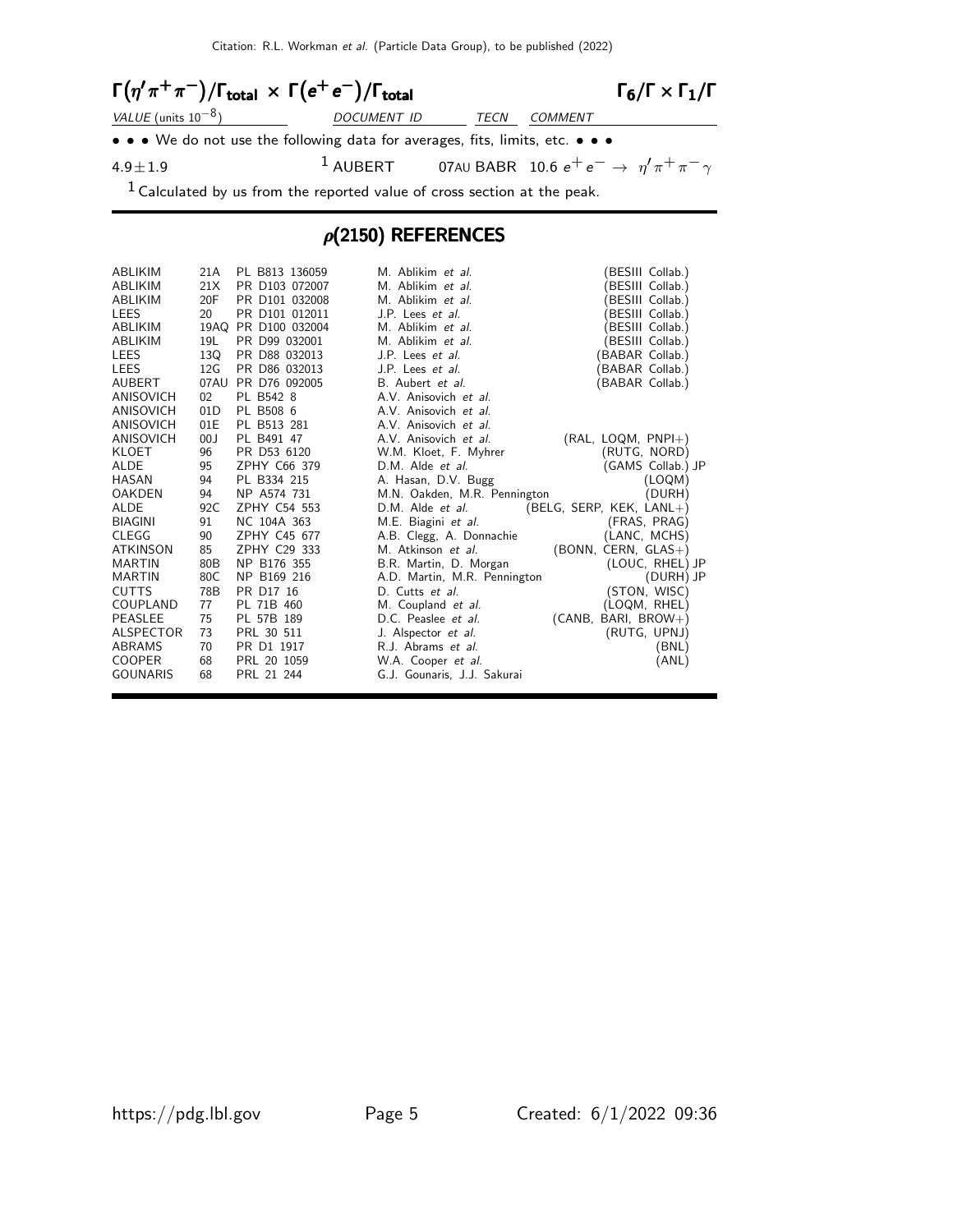### $\Gamma(\eta' \pi^+ \pi^-)/\Gamma_{total} \times \Gamma(e^+ e^-)/\Gamma_{total}$ $\qquad\qquad\qquad$ $\Gamma_6/\Gamma \times \Gamma_1/\Gamma$

| VALUE (units $10^{-8}$) | DOCUMENT ID | TECN | COMMENT |
|---|---|---|---|
| • • • We do not use the following data for averages, fits, limits, etc. • • • | | | |
| $4.9 \pm 1.9$ | [1] AUBERT 07AU | BABR | 10.6 $e^+ e^- \rightarrow \eta' \pi^+ \pi^- \gamma$ |

[1] Calculated by us from the reported value of cross section at the peak.

## $\rho(2150)$ REFERENCES

| | | | | |
|---|---|---|---|---|
| ABLIKIM | 21A | PL B813 136059 | M. Ablikim *et al.* | (BESIII Collab.) |
| ABLIKIM | 21X | PR D103 072007 | M. Ablikim *et al.* | (BESIII Collab.) |
| ABLIKIM | 20F | PR D101 032008 | M. Ablikim *et al.* | (BESIII Collab.) |
| LEES | 20 | PR D101 012011 | J.P. Lees *et al.* | (BESIII Collab.) |
| ABLIKIM | 19AQ | PR D100 032004 | M. Ablikim *et al.* | (BESIII Collab.) |
| ABLIKIM | 19L | PR D99 032001 | M. Ablikim *et al.* | (BESIII Collab.) |
| LEES | 13Q | PR D88 032013 | J.P. Lees *et al.* | (BABAR Collab.) |
| LEES | 12G | PR D86 032013 | J.P. Lees *et al.* | (BABAR Collab.) |
| AUBERT | 07AU | PR D76 092005 | B. Aubert *et al.* | (BABAR Collab.) |
| ANISOVICH | 02 | PL B542 8 | A.V. Anisovich *et al.* | |
| ANISOVICH | 01D | PL B508 6 | A.V. Anisovich *et al.* | |
| ANISOVICH | 01E | PL B513 281 | A.V. Anisovich *et al.* | |
| ANISOVICH | 00J | PL B491 47 | A.V. Anisovich *et al.* | (RAL, LOQM, PNPI+) |
| KLOET | 96 | PR D53 6120 | W.M. Kloet, F. Myhrer | (RUTG, NORD) |
| ALDE | 95 | ZPHY C66 379 | D.M. Alde *et al.* | (GAMS Collab.) JP |
| HASAN | 94 | PL B334 215 | A. Hasan, D.V. Bugg | (LOQM) |
| OAKDEN | 94 | NP A574 731 | M.N. Oakden, M.R. Pennington | (DURH) |
| ALDE | 92C | ZPHY C54 553 | D.M. Alde *et al.* | (BELG, SERP, KEK, LANL+) |
| BIAGINI | 91 | NC 104A 363 | M.E. Biagini *et al.* | (FRAS, PRAG) |
| CLEGG | 90 | ZPHY C45 677 | A.B. Clegg, A. Donnachie | (LANC, MCHS) |
| ATKINSON | 85 | ZPHY C29 333 | M. Atkinson *et al.* | (BONN, CERN, GLAS+) |
| MARTIN | 80B | NP B176 355 | B.R. Martin, D. Morgan | (LOUC, RHEL) JP |
| MARTIN | 80C | NP B169 216 | A.D. Martin, M.R. Pennington | (DURH) JP |
| CUTTS | 78B | PR D17 16 | D. Cutts *et al.* | (STON, WISC) |
| COUPLAND | 77 | PL 71B 460 | M. Coupland *et al.* | (LOQM, RHEL) |
| PEASLEE | 75 | PL 57B 189 | D.C. Peaslee *et al.* | (CANB, BARI, BROW+) |
| ALSPECTOR | 73 | PRL 30 511 | J. Alspector *et al.* | (RUTG, UPNJ) |
| ABRAMS | 70 | PR D1 1917 | R.J. Abrams *et al.* | (BNL) |
| COOPER | 68 | PRL 20 1059 | W.A. Cooper *et al.* | (ANL) |
| GOUNARIS | 68 | PRL 21 244 | G.J. Gounaris, J.J. Sakurai | |